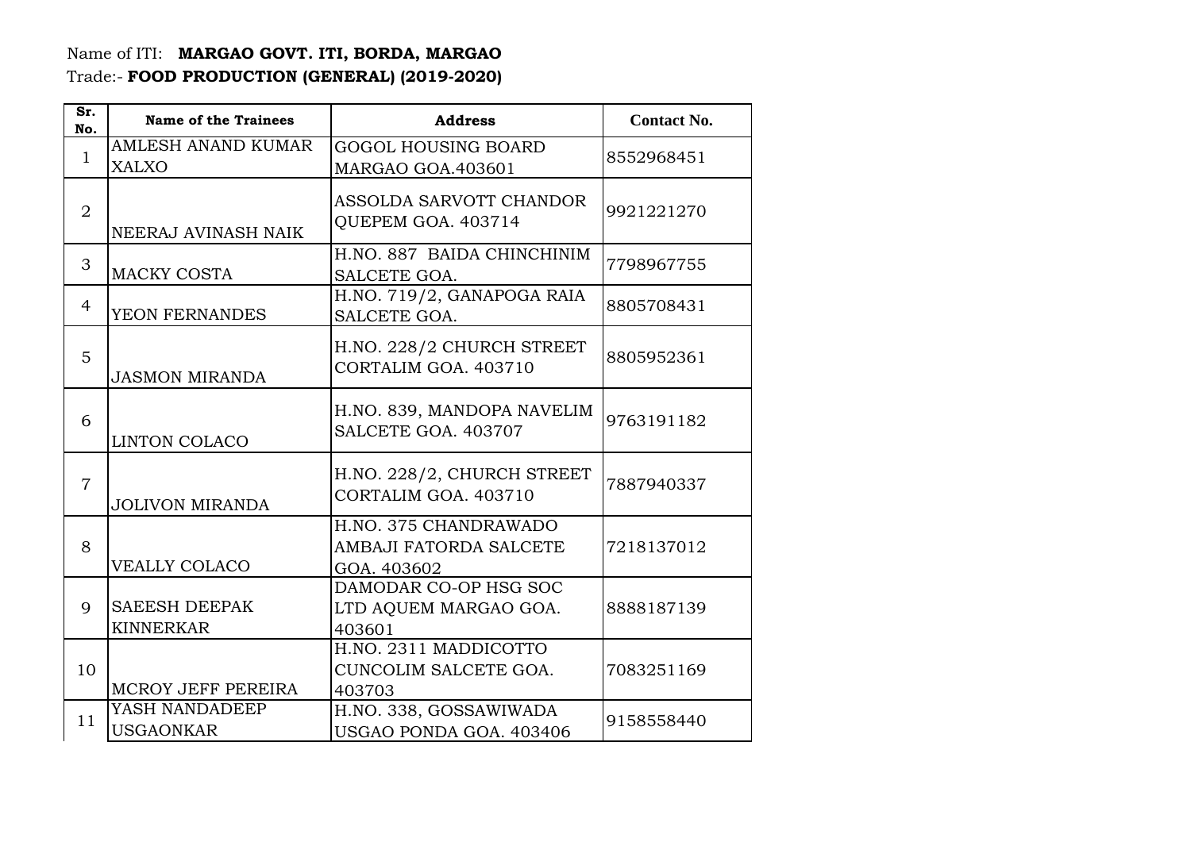Name of ITI: **MARGAO GOVT. ITI, BORDA, MARGAO**

Trade:- **FOOD PRODUCTION (GENERAL) (2019-2020)**

| Sr. No. | Name of the Trainees | Address | Contact No. |
|---|---|---|---|
| 1 | AMLESH ANAND KUMAR XALXO | GOGOL HOUSING BOARD MARGAO GOA.403601 | 8552968451 |
| 2 | NEERAJ AVINASH NAIK | ASSOLDA SARVOTT CHANDOR QUEPEM GOA. 403714 | 9921221270 |
| 3 | MACKY COSTA | H.NO. 887 BAIDA CHINCHINIM SALCETE GOA. | 7798967755 |
| 4 | YEON FERNANDES | H.NO. 719/2, GANAPOGA RAIA SALCETE GOA. | 8805708431 |
| 5 | JASMON MIRANDA | H.NO. 228/2 CHURCH STREET CORTALIM GOA. 403710 | 8805952361 |
| 6 | LINTON COLACO | H.NO. 839, MANDOPA NAVELIM SALCETE GOA. 403707 | 9763191182 |
| 7 | JOLIVON MIRANDA | H.NO. 228/2, CHURCH STREET CORTALIM GOA. 403710 | 7887940337 |
| 8 | VEALLY COLACO | H.NO. 375 CHANDRAWADO AMBAJI FATORDA SALCETE GOA. 403602 | 7218137012 |
| 9 | SAEESH DEEPAK KINNERKAR | DAMODAR CO-OP HSG SOC LTD AQUEM MARGAO GOA. 403601 | 8888187139 |
| 10 | MCROY JEFF PEREIRA | H.NO. 2311 MADDICOTTO CUNCOLIM SALCETE GOA. 403703 | 7083251169 |
| 11 | YASH NANDADEEP USGAONKAR | H.NO. 338, GOSSAWIWADA USGAO PONDA GOA. 403406 | 9158558440 |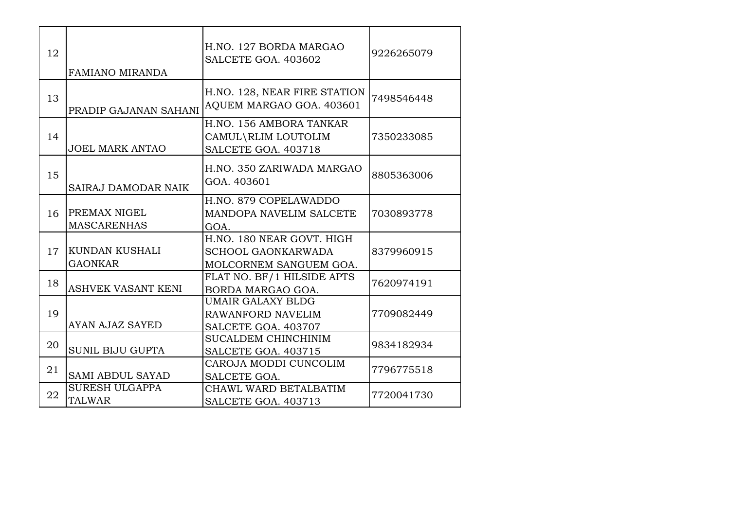| | | | |
|---|---|---|---|
| 12 | FAMIANO MIRANDA | H.NO. 127 BORDA MARGAO SALCETE GOA. 403602 | 9226265079 |
| 13 | PRADIP GAJANAN SAHANI | H.NO. 128, NEAR FIRE STATION AQUEM MARGAO GOA. 403601 | 7498546448 |
| 14 | JOEL MARK ANTAO | H.NO. 156 AMBORA TANKAR CAMUL\RLIM LOUTOLIM SALCETE GOA. 403718 | 7350233085 |
| 15 | SAIRAJ DAMODAR NAIK | H.NO. 350 ZARIWADA MARGAO GOA. 403601 | 8805363006 |
| 16 | PREMAX NIGEL MASCARENHAS | H.NO. 879 COPELAWADDO MANDOPA NAVELIM SALCETE GOA. | 7030893778 |
| 17 | KUNDAN KUSHALI GAONKAR | H.NO. 180 NEAR GOVT. HIGH SCHOOL GAONKARWADA MOLCORNEM SANGUEM GOA. | 8379960915 |
| 18 | ASHVEK VASANT KENI | FLAT NO. BF/1 HILSIDE APTS BORDA MARGAO GOA. | 7620974191 |
| 19 | AYAN AJAZ SAYED | UMAIR GALAXY BLDG RAWANFORD NAVELIM SALCETE GOA. 403707 | 7709082449 |
| 20 | SUNIL BIJU GUPTA | SUCALDEM CHINCHINIM SALCETE GOA. 403715 | 9834182934 |
| 21 | SAMI ABDUL SAYAD | CAROJA MODDI CUNCOLIM SALCETE GOA. | 7796775518 |
| 22 | SURESH ULGAPPA TALWAR | CHAWL WARD BETALBATIM SALCETE GOA. 403713 | 7720041730 |